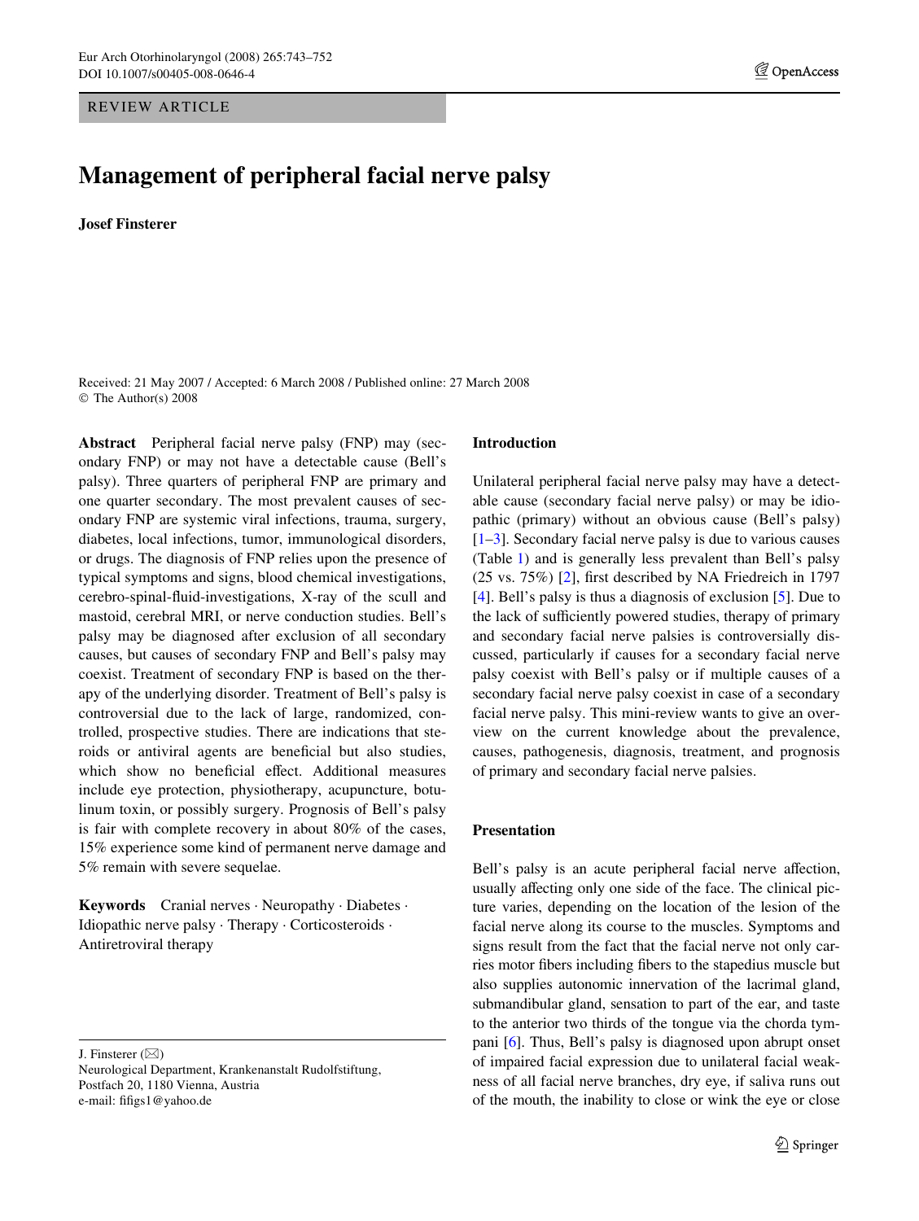REVIEW ARTICLE

# Management of peripheral facial nerve palsy

**Josef Finsterer**

Received: 21 May 2007 / Accepted: 6 March 2008 / Published online: 27 March 2008
© The Author(s) 2008

**Abstract** Peripheral facial nerve palsy (FNP) may (secondary FNP) or may not have a detectable cause (Bell's palsy). Three quarters of peripheral FNP are primary and one quarter secondary. The most prevalent causes of secondary FNP are systemic viral infections, trauma, surgery, diabetes, local infections, tumor, immunological disorders, or drugs. The diagnosis of FNP relies upon the presence of typical symptoms and signs, blood chemical investigations, cerebro-spinal-fluid-investigations, X-ray of the scull and mastoid, cerebral MRI, or nerve conduction studies. Bell's palsy may be diagnosed after exclusion of all secondary causes, but causes of secondary FNP and Bell's palsy may coexist. Treatment of secondary FNP is based on the therapy of the underlying disorder. Treatment of Bell's palsy is controversial due to the lack of large, randomized, controlled, prospective studies. There are indications that steroids or antiviral agents are beneficial but also studies, which show no beneficial effect. Additional measures include eye protection, physiotherapy, acupuncture, botulinum toxin, or possibly surgery. Prognosis of Bell's palsy is fair with complete recovery in about 80% of the cases, 15% experience some kind of permanent nerve damage and 5% remain with severe sequelae.

**Keywords** Cranial nerves · Neuropathy · Diabetes · Idiopathic nerve palsy · Therapy · Corticosteroids · Antiretroviral therapy

J. Finsterer (✉)
Neurological Department, Krankenanstalt Rudolfstiftung,
Postfach 20, 1180 Vienna, Austria
e-mail: fifigs1@yahoo.de

## Introduction

Unilateral peripheral facial nerve palsy may have a detectable cause (secondary facial nerve palsy) or may be idiopathic (primary) without an obvious cause (Bell's palsy) [1–3]. Secondary facial nerve palsy is due to various causes (Table 1) and is generally less prevalent than Bell's palsy (25 vs. 75%) [2], first described by NA Friedreich in 1797 [4]. Bell's palsy is thus a diagnosis of exclusion [5]. Due to the lack of sufficiently powered studies, therapy of primary and secondary facial nerve palsies is controversially discussed, particularly if causes for a secondary facial nerve palsy coexist with Bell's palsy or if multiple causes of a secondary facial nerve palsy coexist in case of a secondary facial nerve palsy. This mini-review wants to give an overview on the current knowledge about the prevalence, causes, pathogenesis, diagnosis, treatment, and prognosis of primary and secondary facial nerve palsies.

## Presentation

Bell's palsy is an acute peripheral facial nerve affection, usually affecting only one side of the face. The clinical picture varies, depending on the location of the lesion of the facial nerve along its course to the muscles. Symptoms and signs result from the fact that the facial nerve not only carries motor fibers including fibers to the stapedius muscle but also supplies autonomic innervation of the lacrimal gland, submandibular gland, sensation to part of the ear, and taste to the anterior two thirds of the tongue via the chorda tympani [6]. Thus, Bell's palsy is diagnosed upon abrupt onset of impaired facial expression due to unilateral facial weakness of all facial nerve branches, dry eye, if saliva runs out of the mouth, the inability to close or wink the eye or close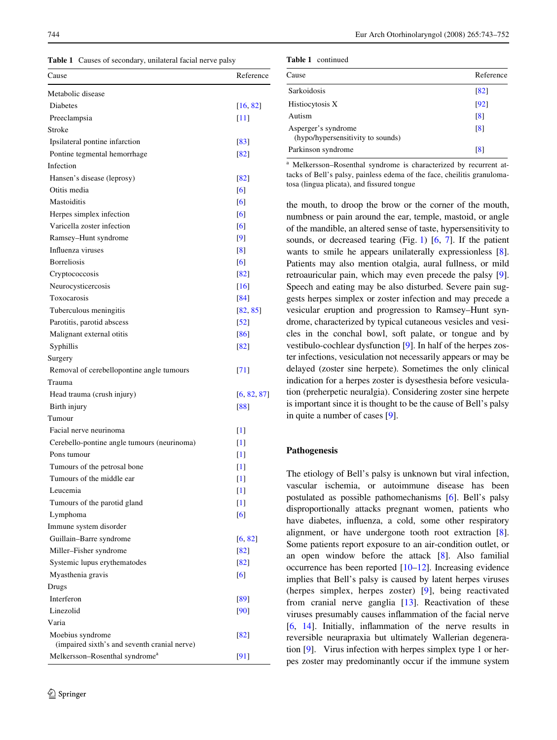**Table 1** Causes of secondary, unilateral facial nerve palsy

| Cause | Reference |
| --- | --- |
| Metabolic disease | |
| Diabetes | [16, 82] |
| Preeclampsia | [11] |
| Stroke | |
| Ipsilateral pontine infarction | [83] |
| Pontine tegmental hemorrhage | [82] |
| Infection | |
| Hansen's disease (leprosy) | [82] |
| Otitis media | [6] |
| Mastoiditis | [6] |
| Herpes simplex infection | [6] |
| Varicella zoster infection | [6] |
| Ramsey–Hunt syndrome | [9] |
| Influenza viruses | [8] |
| Borreliosis | [6] |
| Cryptococcosis | [82] |
| Neurocysticercosis | [16] |
| Toxocarosis | [84] |
| Tuberculous meningitis | [82, 85] |
| Parotitis, parotid abscess | [52] |
| Malignant external otitis | [86] |
| Syphillis | [82] |
| Surgery | |
| Removal of cerebellopontine angle tumours | [71] |
| Trauma | |
| Head trauma (crush injury) | [6, 82, 87] |
| Birth injury | [88] |
| Tumour | |
| Facial nerve neurinoma | [1] |
| Cerebello-pontine angle tumours (neurinoma) | [1] |
| Pons tumour | [1] |
| Tumours of the petrosal bone | [1] |
| Tumours of the middle ear | [1] |
| Leucemia | [1] |
| Tumours of the parotid gland | [1] |
| Lymphoma | [6] |
| Immune system disorder | |
| Guillain–Barre syndrome | [6, 82] |
| Miller–Fisher syndrome | [82] |
| Systemic lupus erythematodes | [82] |
| Myasthenia gravis | [6] |
| Drugs | |
| Interferon | [89] |
| Linezolid | [90] |
| Varia | |
| Moebius syndrome (impaired sixth's and seventh cranial nerve) | [82] |
| Melkersson–Rosenthal syndrome[a] | [91] |
| Sarkoidosis | [82] |
| Histiocytosis X | [92] |
| Autism | [8] |
| Asperger's syndrome (hypo/hypersensitivity to sounds) | [8] |
| Parkinson syndrome | [8] |

[a] Melkersson–Rosenthal syndrome is characterized by recurrent attacks of Bell's palsy, painless edema of the face, cheilitis granulomatosa (lingua plicata), and fissured tongue

the mouth, to droop the brow or the corner of the mouth, numbness or pain around the ear, temple, mastoid, or angle of the mandible, an altered sense of taste, hypersensitivity to sounds, or decreased tearing (Fig. 1) [6, 7]. If the patient wants to smile he appears unilaterally expressionless [8]. Patients may also mention otalgia, aural fullness, or mild retroauricular pain, which may even precede the palsy [9]. Speech and eating may be also disturbed. Severe pain suggests herpes simplex or zoster infection and may precede a vesicular eruption and progression to Ramsey–Hunt syndrome, characterized by typical cutaneous vesicles and vesicles in the conchal bowl, soft palate, or tongue and by vestibulo-cochlear dysfunction [9]. In half of the herpes zoster infections, vesiculation not necessarily appears or may be delayed (zoster sine herpete). Sometimes the only clinical indication for a herpes zoster is dysesthesia before vesiculation (preherpetic neuralgia). Considering zoster sine herpete is important since it is thought to be the cause of Bell's palsy in quite a number of cases [9].

## Pathogenesis

The etiology of Bell's palsy is unknown but viral infection, vascular ischemia, or autoimmune disease has been postulated as possible pathomechanisms [6]. Bell's palsy disproportionally attacks pregnant women, patients who have diabetes, influenza, a cold, some other respiratory alignment, or have undergone tooth root extraction [8]. Some patients report exposure to an air-condition outlet, or an open window before the attack [8]. Also familial occurrence has been reported [10–12]. Increasing evidence implies that Bell's palsy is caused by latent herpes viruses (herpes simplex, herpes zoster) [9], being reactivated from cranial nerve ganglia [13]. Reactivation of these viruses presumably causes inflammation of the facial nerve [6, 14]. Initially, inflammation of the nerve results in reversible neurapraxia but ultimately Wallerian degeneration [9]. Virus infection with herpes simplex type 1 or herpes zoster may predominantly occur if the immune system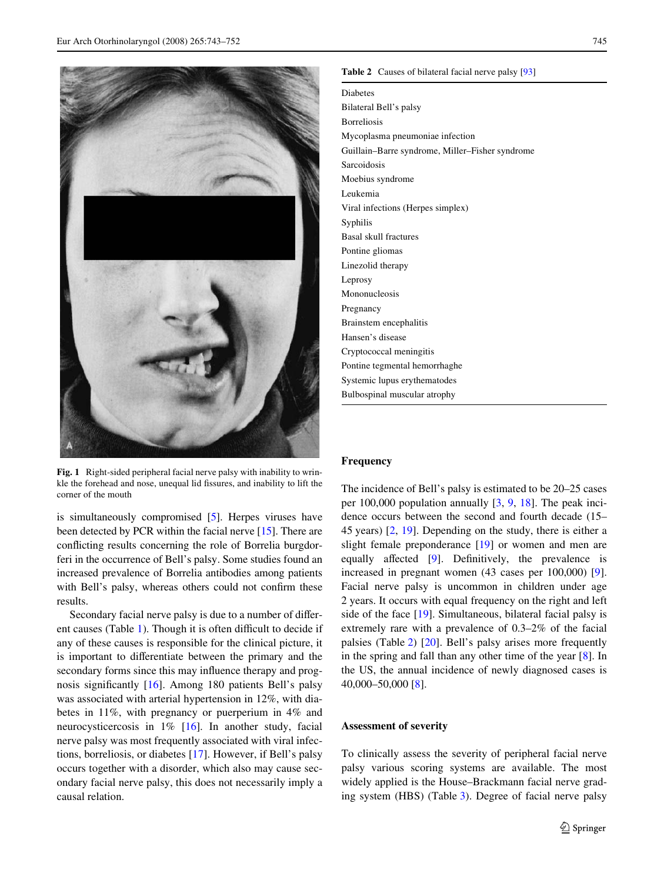Fig. 1 Right-sided peripheral facial nerve palsy with inability to wrinkle the forehead and nose, unequal lid fissures, and inability to lift the corner of the mouth

is simultaneously compromised [5]. Herpes viruses have been detected by PCR within the facial nerve [15]. There are conflicting results concerning the role of Borrelia burgdorferi in the occurrence of Bell's palsy. Some studies found an increased prevalence of Borrelia antibodies among patients with Bell's palsy, whereas others could not confirm these results.

Secondary facial nerve palsy is due to a number of different causes (Table 1). Though it is often difficult to decide if any of these causes is responsible for the clinical picture, it is important to differentiate between the primary and the secondary forms since this may influence therapy and prognosis significantly [16]. Among 180 patients Bell's palsy was associated with arterial hypertension in 12%, with diabetes in 11%, with pregnancy or puerperium in 4% and neurocysticercosis in 1% [16]. In another study, facial nerve palsy was most frequently associated with viral infections, borreliosis, or diabetes [17]. However, if Bell's palsy occurs together with a disorder, which also may cause secondary facial nerve palsy, this does not necessarily imply a causal relation.

**Table 2** Causes of bilateral facial nerve palsy [93]

| |
|---|
| Diabetes |
| Bilateral Bell's palsy |
| Borreliosis |
| Mycoplasma pneumoniae infection |
| Guillain–Barre syndrome, Miller–Fisher syndrome |
| Sarcoidosis |
| Moebius syndrome |
| Leukemia |
| Viral infections (Herpes simplex) |
| Syphilis |
| Basal skull fractures |
| Pontine gliomas |
| Linezolid therapy |
| Leprosy |
| Mononucleosis |
| Pregnancy |
| Brainstem encephalitis |
| Hansen's disease |
| Cryptococcal meningitis |
| Pontine tegmental hemorrhaghe |
| Systemic lupus erythematodes |
| Bulbospinal muscular atrophy |

## Frequency

The incidence of Bell's palsy is estimated to be 20–25 cases per 100,000 population annually [3, 9, 18]. The peak incidence occurs between the second and fourth decade (15–45 years) [2, 19]. Depending on the study, there is either a slight female preponderance [19] or women and men are equally affected [9]. Definitively, the prevalence is increased in pregnant women (43 cases per 100,000) [9]. Facial nerve palsy is uncommon in children under age 2 years. It occurs with equal frequency on the right and left side of the face [19]. Simultaneous, bilateral facial palsy is extremely rare with a prevalence of 0.3–2% of the facial palsies (Table 2) [20]. Bell's palsy arises more frequently in the spring and fall than any other time of the year [8]. In the US, the annual incidence of newly diagnosed cases is 40,000–50,000 [8].

## Assessment of severity

To clinically assess the severity of peripheral facial nerve palsy various scoring systems are available. The most widely applied is the House–Brackmann facial nerve grading system (HBS) (Table 3). Degree of facial nerve palsy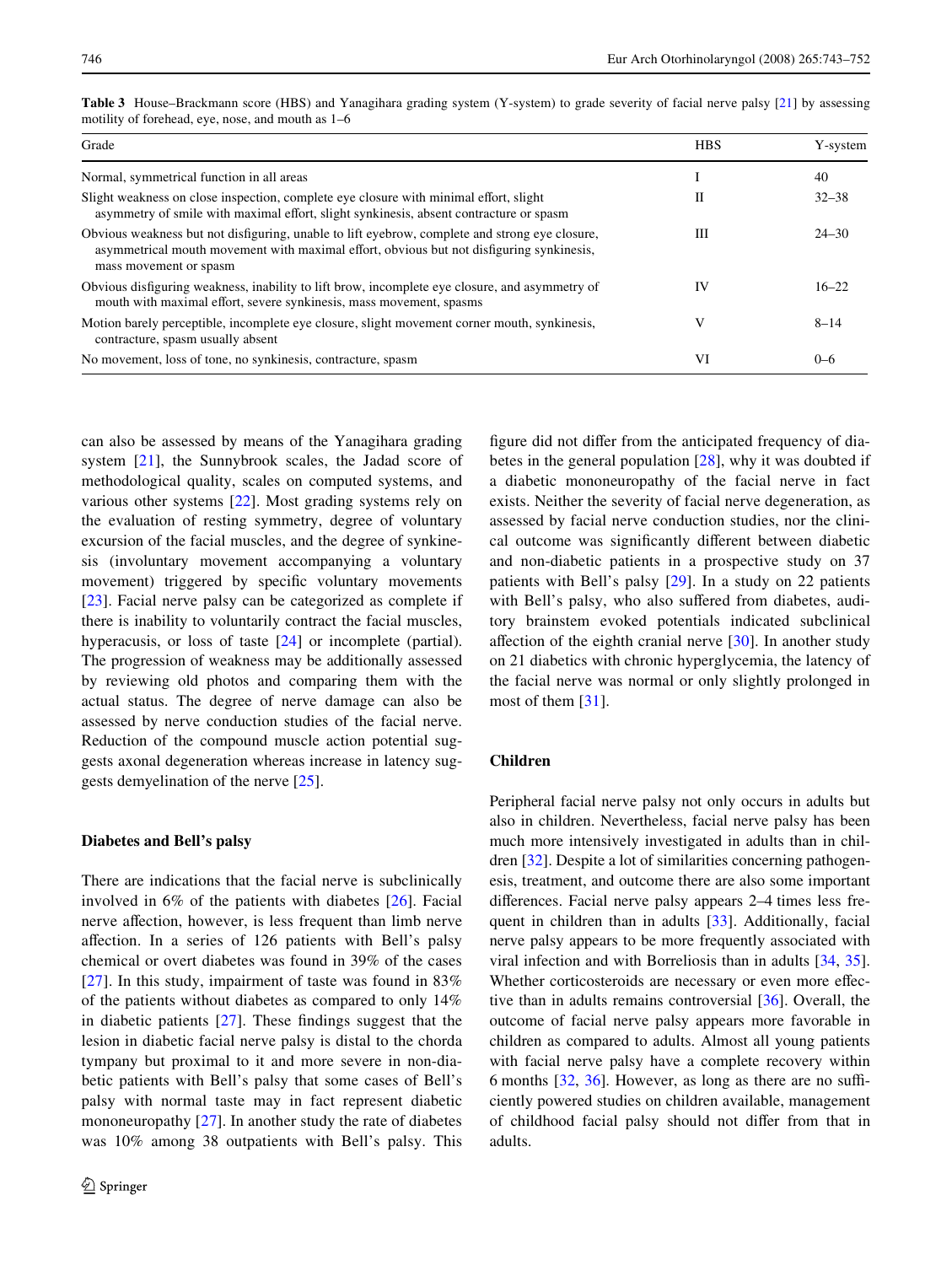Table 3 House–Brackmann score (HBS) and Yanagihara grading system (Y-system) to grade severity of facial nerve palsy [21] by assessing motility of forehead, eye, nose, and mouth as 1–6

| Grade | HBS | Y-system |
|---|---|---|
| Normal, symmetrical function in all areas | I | 40 |
| Slight weakness on close inspection, complete eye closure with minimal effort, slight asymmetry of smile with maximal effort, slight synkinesis, absent contracture or spasm | II | 32–38 |
| Obvious weakness but not disfiguring, unable to lift eyebrow, complete and strong eye closure, asymmetrical mouth movement with maximal effort, obvious but not disfiguring synkinesis, mass movement or spasm | III | 24–30 |
| Obvious disfiguring weakness, inability to lift brow, incomplete eye closure, and asymmetry of mouth with maximal effort, severe synkinesis, mass movement, spasms | IV | 16–22 |
| Motion barely perceptible, incomplete eye closure, slight movement corner mouth, synkinesis, contracture, spasm usually absent | V | 8–14 |
| No movement, loss of tone, no synkinesis, contracture, spasm | VI | 0–6 |

can also be assessed by means of the Yanagihara grading system [21], the Sunnybrook scales, the Jadad score of methodological quality, scales on computed systems, and various other systems [22]. Most grading systems rely on the evaluation of resting symmetry, degree of voluntary excursion of the facial muscles, and the degree of synkinesis (involuntary movement accompanying a voluntary movement) triggered by specific voluntary movements [23]. Facial nerve palsy can be categorized as complete if there is inability to voluntarily contract the facial muscles, hyperacusis, or loss of taste [24] or incomplete (partial). The progression of weakness may be additionally assessed by reviewing old photos and comparing them with the actual status. The degree of nerve damage can also be assessed by nerve conduction studies of the facial nerve. Reduction of the compound muscle action potential suggests axonal degeneration whereas increase in latency suggests demyelination of the nerve [25].

### Diabetes and Bell's palsy

There are indications that the facial nerve is subclinically involved in 6% of the patients with diabetes [26]. Facial nerve affection, however, is less frequent than limb nerve affection. In a series of 126 patients with Bell's palsy chemical or overt diabetes was found in 39% of the cases [27]. In this study, impairment of taste was found in 83% of the patients without diabetes as compared to only 14% in diabetic patients [27]. These findings suggest that the lesion in diabetic facial nerve palsy is distal to the chorda tympany but proximal to it and more severe in non-diabetic patients with Bell's palsy that some cases of Bell's palsy with normal taste may in fact represent diabetic mononeuropathy [27]. In another study the rate of diabetes was 10% among 38 outpatients with Bell's palsy. This figure did not differ from the anticipated frequency of diabetes in the general population [28], why it was doubted if a diabetic mononeuropathy of the facial nerve in fact exists. Neither the severity of facial nerve degeneration, as assessed by facial nerve conduction studies, nor the clinical outcome was significantly different between diabetic and non-diabetic patients in a prospective study on 37 patients with Bell's palsy [29]. In a study on 22 patients with Bell's palsy, who also suffered from diabetes, auditory brainstem evoked potentials indicated subclinical affection of the eighth cranial nerve [30]. In another study on 21 diabetics with chronic hyperglycemia, the latency of the facial nerve was normal or only slightly prolonged in most of them [31].

### Children

Peripheral facial nerve palsy not only occurs in adults but also in children. Nevertheless, facial nerve palsy has been much more intensively investigated in adults than in children [32]. Despite a lot of similarities concerning pathogenesis, treatment, and outcome there are also some important differences. Facial nerve palsy appears 2–4 times less frequent in children than in adults [33]. Additionally, facial nerve palsy appears to be more frequently associated with viral infection and with Borreliosis than in adults [34, 35]. Whether corticosteroids are necessary or even more effective than in adults remains controversial [36]. Overall, the outcome of facial nerve palsy appears more favorable in children as compared to adults. Almost all young patients with facial nerve palsy have a complete recovery within 6 months [32, 36]. However, as long as there are no sufficiently powered studies on children available, management of childhood facial palsy should not differ from that in adults.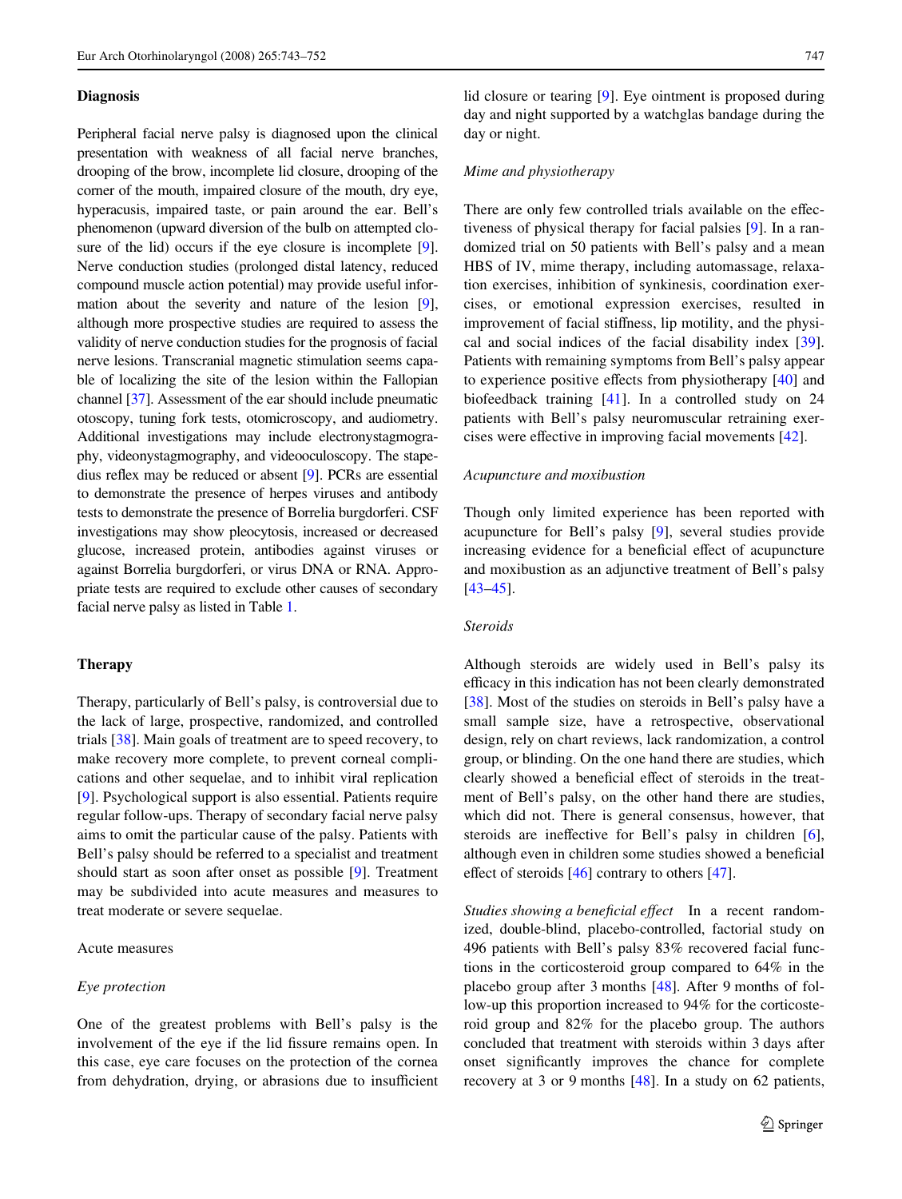## Diagnosis

Peripheral facial nerve palsy is diagnosed upon the clinical presentation with weakness of all facial nerve branches, drooping of the brow, incomplete lid closure, drooping of the corner of the mouth, impaired closure of the mouth, dry eye, hyperacusis, impaired taste, or pain around the ear. Bell's phenomenon (upward diversion of the bulb on attempted closure of the lid) occurs if the eye closure is incomplete [9]. Nerve conduction studies (prolonged distal latency, reduced compound muscle action potential) may provide useful information about the severity and nature of the lesion [9], although more prospective studies are required to assess the validity of nerve conduction studies for the prognosis of facial nerve lesions. Transcranial magnetic stimulation seems capable of localizing the site of the lesion within the Fallopian channel [37]. Assessment of the ear should include pneumatic otoscopy, tuning fork tests, otomicroscopy, and audiometry. Additional investigations may include electronystagmography, videonystagmography, and videooculoscopy. The stapedius reflex may be reduced or absent [9]. PCRs are essential to demonstrate the presence of herpes viruses and antibody tests to demonstrate the presence of Borrelia burgdorferi. CSF investigations may show pleocytosis, increased or decreased glucose, increased protein, antibodies against viruses or against Borrelia burgdorferi, or virus DNA or RNA. Appropriate tests are required to exclude other causes of secondary facial nerve palsy as listed in Table 1.

## Therapy

Therapy, particularly of Bell's palsy, is controversial due to the lack of large, prospective, randomized, and controlled trials [38]. Main goals of treatment are to speed recovery, to make recovery more complete, to prevent corneal complications and other sequelae, and to inhibit viral replication [9]. Psychological support is also essential. Patients require regular follow-ups. Therapy of secondary facial nerve palsy aims to omit the particular cause of the palsy. Patients with Bell's palsy should be referred to a specialist and treatment should start as soon after onset as possible [9]. Treatment may be subdivided into acute measures and measures to treat moderate or severe sequelae.

### Acute measures

#### *Eye protection*

One of the greatest problems with Bell's palsy is the involvement of the eye if the lid fissure remains open. In this case, eye care focuses on the protection of the cornea from dehydration, drying, or abrasions due to insufficient lid closure or tearing [9]. Eye ointment is proposed during day and night supported by a watchglas bandage during the day or night.

#### *Mime and physiotherapy*

There are only few controlled trials available on the effectiveness of physical therapy for facial palsies [9]. In a randomized trial on 50 patients with Bell's palsy and a mean HBS of IV, mime therapy, including automassage, relaxation exercises, inhibition of synkinesis, coordination exercises, or emotional expression exercises, resulted in improvement of facial stiffness, lip motility, and the physical and social indices of the facial disability index [39]. Patients with remaining symptoms from Bell's palsy appear to experience positive effects from physiotherapy [40] and biofeedback training [41]. In a controlled study on 24 patients with Bell's palsy neuromuscular retraining exercises were effective in improving facial movements [42].

#### *Acupuncture and moxibustion*

Though only limited experience has been reported with acupuncture for Bell's palsy [9], several studies provide increasing evidence for a beneficial effect of acupuncture and moxibustion as an adjunctive treatment of Bell's palsy [43–45].

#### *Steroids*

Although steroids are widely used in Bell's palsy its efficacy in this indication has not been clearly demonstrated [38]. Most of the studies on steroids in Bell's palsy have a small sample size, have a retrospective, observational design, rely on chart reviews, lack randomization, a control group, or blinding. On the one hand there are studies, which clearly showed a beneficial effect of steroids in the treatment of Bell's palsy, on the other hand there are studies, which did not. There is general consensus, however, that steroids are ineffective for Bell's palsy in children [6], although even in children some studies showed a beneficial effect of steroids [46] contrary to others [47].

*Studies showing a beneficial effect* In a recent randomized, double-blind, placebo-controlled, factorial study on 496 patients with Bell's palsy 83% recovered facial functions in the corticosteroid group compared to 64% in the placebo group after 3 months [48]. After 9 months of follow-up this proportion increased to 94% for the corticosteroid group and 82% for the placebo group. The authors concluded that treatment with steroids within 3 days after onset significantly improves the chance for complete recovery at 3 or 9 months [48]. In a study on 62 patients,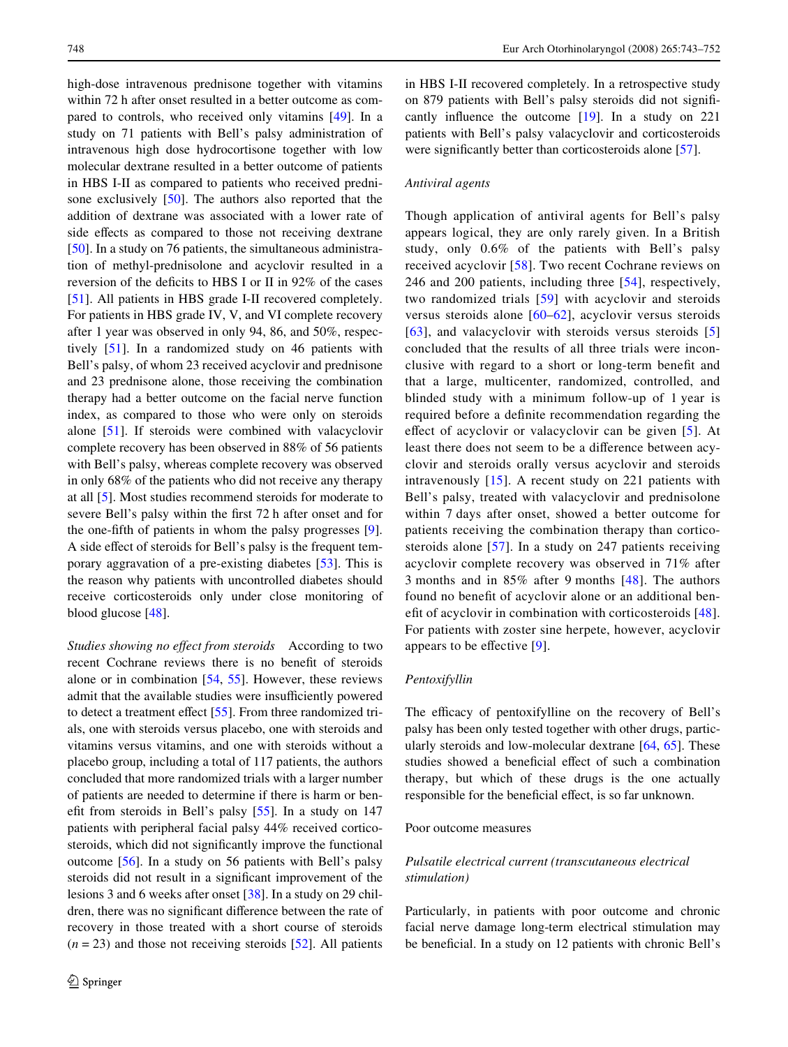high-dose intravenous prednisone together with vitamins within 72 h after onset resulted in a better outcome as compared to controls, who received only vitamins [49]. In a study on 71 patients with Bell's palsy administration of intravenous high dose hydrocortisone together with low molecular dextrane resulted in a better outcome of patients in HBS I-II as compared to patients who received prednisone exclusively [50]. The authors also reported that the addition of dextrane was associated with a lower rate of side effects as compared to those not receiving dextrane [50]. In a study on 76 patients, the simultaneous administration of methyl-prednisolone and acyclovir resulted in a reversion of the deficits to HBS I or II in 92% of the cases [51]. All patients in HBS grade I-II recovered completely. For patients in HBS grade IV, V, and VI complete recovery after 1 year was observed in only 94, 86, and 50%, respectively [51]. In a randomized study on 46 patients with Bell's palsy, of whom 23 received acyclovir and prednisone and 23 prednisone alone, those receiving the combination therapy had a better outcome on the facial nerve function index, as compared to those who were only on steroids alone [51]. If steroids were combined with valacyclovir complete recovery has been observed in 88% of 56 patients with Bell's palsy, whereas complete recovery was observed in only 68% of the patients who did not receive any therapy at all [5]. Most studies recommend steroids for moderate to severe Bell's palsy within the first 72 h after onset and for the one-fifth of patients in whom the palsy progresses [9]. A side effect of steroids for Bell's palsy is the frequent temporary aggravation of a pre-existing diabetes [53]. This is the reason why patients with uncontrolled diabetes should receive corticosteroids only under close monitoring of blood glucose [48].

*Studies showing no effect from steroids* According to two recent Cochrane reviews there is no benefit of steroids alone or in combination [54, 55]. However, these reviews admit that the available studies were insufficiently powered to detect a treatment effect [55]. From three randomized trials, one with steroids versus placebo, one with steroids and vitamins versus vitamins, and one with steroids without a placebo group, including a total of 117 patients, the authors concluded that more randomized trials with a larger number of patients are needed to determine if there is harm or benefit from steroids in Bell's palsy [55]. In a study on 147 patients with peripheral facial palsy 44% received corticosteroids, which did not significantly improve the functional outcome [56]. In a study on 56 patients with Bell's palsy steroids did not result in a significant improvement of the lesions 3 and 6 weeks after onset [38]. In a study on 29 children, there was no significant difference between the rate of recovery in those treated with a short course of steroids ($n = 23$) and those not receiving steroids [52]. All patients in HBS I-II recovered completely. In a retrospective study on 879 patients with Bell's palsy steroids did not significantly influence the outcome [19]. In a study on 221 patients with Bell's palsy valacyclovir and corticosteroids were significantly better than corticosteroids alone [57].

#### *Antiviral agents*

Though application of antiviral agents for Bell's palsy appears logical, they are only rarely given. In a British study, only 0.6% of the patients with Bell's palsy received acyclovir [58]. Two recent Cochrane reviews on 246 and 200 patients, including three [54], respectively, two randomized trials [59] with acyclovir and steroids versus steroids alone [60–62], acyclovir versus steroids [63], and valacyclovir with steroids versus steroids [5] concluded that the results of all three trials were inconclusive with regard to a short or long-term benefit and that a large, multicenter, randomized, controlled, and blinded study with a minimum follow-up of 1 year is required before a definite recommendation regarding the effect of acyclovir or valacyclovir can be given [5]. At least there does not seem to be a difference between acyclovir and steroids orally versus acyclovir and steroids intravenously [15]. A recent study on 221 patients with Bell's palsy, treated with valacyclovir and prednisolone within 7 days after onset, showed a better outcome for patients receiving the combination therapy than corticosteroids alone [57]. In a study on 247 patients receiving acyclovir complete recovery was observed in 71% after 3 months and in 85% after 9 months [48]. The authors found no benefit of acyclovir alone or an additional benefit of acyclovir in combination with corticosteroids [48]. For patients with zoster sine herpete, however, acyclovir appears to be effective [9].

#### *Pentoxifyllin*

The efficacy of pentoxifylline on the recovery of Bell's palsy has been only tested together with other drugs, particularly steroids and low-molecular dextrane [64, 65]. These studies showed a beneficial effect of such a combination therapy, but which of these drugs is the one actually responsible for the beneficial effect, is so far unknown.

### Poor outcome measures

#### *Pulsatile electrical current (transcutaneous electrical stimulation)*

Particularly, in patients with poor outcome and chronic facial nerve damage long-term electrical stimulation may be beneficial. In a study on 12 patients with chronic Bell's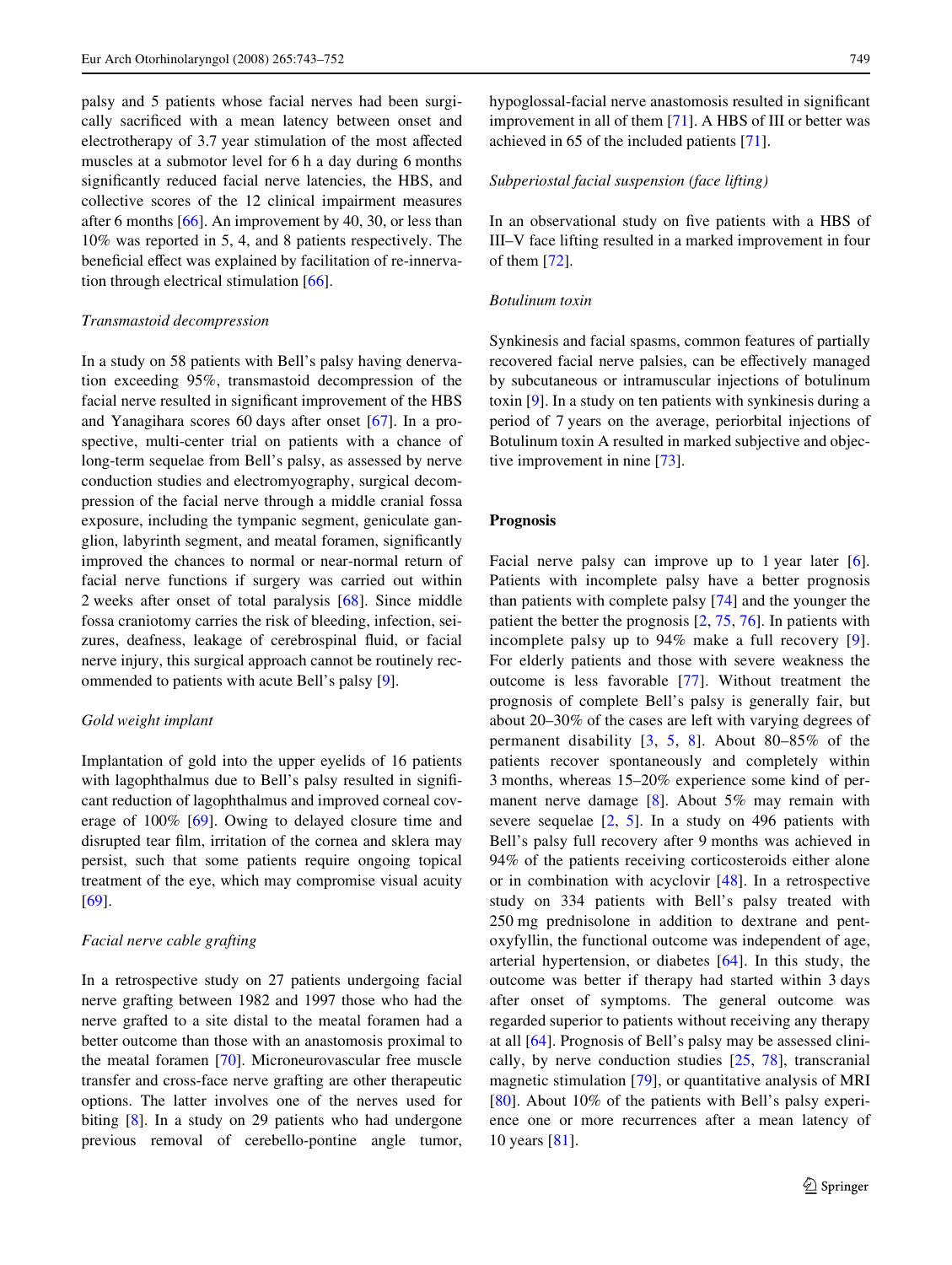palsy and 5 patients whose facial nerves had been surgically sacrificed with a mean latency between onset and electrotherapy of 3.7 year stimulation of the most affected muscles at a submotor level for 6 h a day during 6 months significantly reduced facial nerve latencies, the HBS, and collective scores of the 12 clinical impairment measures after 6 months [66]. An improvement by 40, 30, or less than 10% was reported in 5, 4, and 8 patients respectively. The beneficial effect was explained by facilitation of re-innervation through electrical stimulation [66].

*Transmastoid decompression*

In a study on 58 patients with Bell's palsy having denervation exceeding 95%, transmastoid decompression of the facial nerve resulted in significant improvement of the HBS and Yanagihara scores 60 days after onset [67]. In a prospective, multi-center trial on patients with a chance of long-term sequelae from Bell's palsy, as assessed by nerve conduction studies and electromyography, surgical decompression of the facial nerve through a middle cranial fossa exposure, including the tympanic segment, geniculate ganglion, labyrinth segment, and meatal foramen, significantly improved the chances to normal or near-normal return of facial nerve functions if surgery was carried out within 2 weeks after onset of total paralysis [68]. Since middle fossa craniotomy carries the risk of bleeding, infection, seizures, deafness, leakage of cerebrospinal fluid, or facial nerve injury, this surgical approach cannot be routinely recommended to patients with acute Bell's palsy [9].

*Gold weight implant*

Implantation of gold into the upper eyelids of 16 patients with lagophthalmus due to Bell's palsy resulted in significant reduction of lagophthalmus and improved corneal coverage of 100% [69]. Owing to delayed closure time and disrupted tear film, irritation of the cornea and sklera may persist, such that some patients require ongoing topical treatment of the eye, which may compromise visual acuity [69].

*Facial nerve cable grafting*

In a retrospective study on 27 patients undergoing facial nerve grafting between 1982 and 1997 those who had the nerve grafted to a site distal to the meatal foramen had a better outcome than those with an anastomosis proximal to the meatal foramen [70]. Microneurovascular free muscle transfer and cross-face nerve grafting are other therapeutic options. The latter involves one of the nerves used for biting [8]. In a study on 29 patients who had undergone previous removal of cerebello-pontine angle tumor, hypoglossal-facial nerve anastomosis resulted in significant improvement in all of them [71]. A HBS of III or better was achieved in 65 of the included patients [71].

*Subperiostal facial suspension (face lifting)*

In an observational study on five patients with a HBS of III–V face lifting resulted in a marked improvement in four of them [72].

*Botulinum toxin*

Synkinesis and facial spasms, common features of partially recovered facial nerve palsies, can be effectively managed by subcutaneous or intramuscular injections of botulinum toxin [9]. In a study on ten patients with synkinesis during a period of 7 years on the average, periorbital injections of Botulinum toxin A resulted in marked subjective and objective improvement in nine [73].

## Prognosis

Facial nerve palsy can improve up to 1 year later [6]. Patients with incomplete palsy have a better prognosis than patients with complete palsy [74] and the younger the patient the better the prognosis [2, 75, 76]. In patients with incomplete palsy up to 94% make a full recovery [9]. For elderly patients and those with severe weakness the outcome is less favorable [77]. Without treatment the prognosis of complete Bell's palsy is generally fair, but about 20–30% of the cases are left with varying degrees of permanent disability [3, 5, 8]. About 80–85% of the patients recover spontaneously and completely within 3 months, whereas 15–20% experience some kind of permanent nerve damage [8]. About 5% may remain with severe sequelae [2, 5]. In a study on 496 patients with Bell's palsy full recovery after 9 months was achieved in 94% of the patients receiving corticosteroids either alone or in combination with acyclovir [48]. In a retrospective study on 334 patients with Bell's palsy treated with 250 mg prednisolone in addition to dextrane and pentoxyfyllin, the functional outcome was independent of age, arterial hypertension, or diabetes [64]. In this study, the outcome was better if therapy had started within 3 days after onset of symptoms. The general outcome was regarded superior to patients without receiving any therapy at all [64]. Prognosis of Bell's palsy may be assessed clinically, by nerve conduction studies [25, 78], transcranial magnetic stimulation [79], or quantitative analysis of MRI [80]. About 10% of the patients with Bell's palsy experience one or more recurrences after a mean latency of 10 years [81].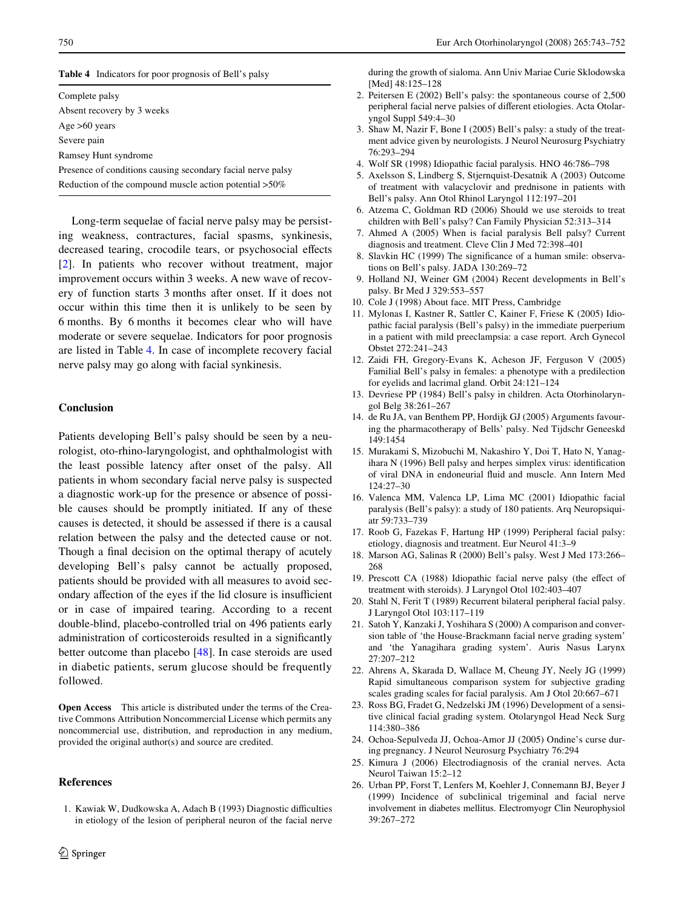**Table 4** Indicators for poor prognosis of Bell's palsy

| |
|---|
| Complete palsy |
| Absent recovery by 3 weeks |
| Age >60 years |
| Severe pain |
| Ramsey Hunt syndrome |
| Presence of conditions causing secondary facial nerve palsy |
| Reduction of the compound muscle action potential >50% |

Long-term sequelae of facial nerve palsy may be persisting weakness, contractures, facial spasms, synkinesis, decreased tearing, crocodile tears, or psychosocial effects [2]. In patients who recover without treatment, major improvement occurs within 3 weeks. A new wave of recovery of function starts 3 months after onset. If it does not occur within this time then it is unlikely to be seen by 6 months. By 6 months it becomes clear who will have moderate or severe sequelae. Indicators for poor prognosis are listed in Table 4. In case of incomplete recovery facial nerve palsy may go along with facial synkinesis.

## Conclusion

Patients developing Bell's palsy should be seen by a neurologist, oto-rhino-laryngologist, and ophthalmologist with the least possible latency after onset of the palsy. All patients in whom secondary facial nerve palsy is suspected a diagnostic work-up for the presence or absence of possible causes should be promptly initiated. If any of these causes is detected, it should be assessed if there is a causal relation between the palsy and the detected cause or not. Though a final decision on the optimal therapy of acutely developing Bell's palsy cannot be actually proposed, patients should be provided with all measures to avoid secondary affection of the eyes if the lid closure is insufficient or in case of impaired tearing. According to a recent double-blind, placebo-controlled trial on 496 patients early administration of corticosteroids resulted in a significantly better outcome than placebo [48]. In case steroids are used in diabetic patients, serum glucose should be frequently followed.

**Open Access** This article is distributed under the terms of the Creative Commons Attribution Noncommercial License which permits any noncommercial use, distribution, and reproduction in any medium, provided the original author(s) and source are credited.

## References

1. Kawiak W, Dudkowska A, Adach B (1993) Diagnostic difficulties in etiology of the lesion of peripheral neuron of the facial nerve during the growth of sialoma. Ann Univ Mariae Curie Sklodowska [Med] 48:125–128
2. Peitersen E (2002) Bell's palsy: the spontaneous course of 2,500 peripheral facial nerve palsies of different etiologies. Acta Otolaryngol Suppl 549:4–30
3. Shaw M, Nazir F, Bone I (2005) Bell's palsy: a study of the treatment advice given by neurologists. J Neurol Neurosurg Psychiatry 76:293–294
4. Wolf SR (1998) Idiopathic facial paralysis. HNO 46:786–798
5. Axelsson S, Lindberg S, Stjernquist-Desatnik A (2003) Outcome of treatment with valacyclovir and prednisone in patients with Bell's palsy. Ann Otol Rhinol Laryngol 112:197–201
6. Atzema C, Goldman RD (2006) Should we use steroids to treat children with Bell's palsy? Can Family Physician 52:313–314
7. Ahmed A (2005) When is facial paralysis Bell palsy? Current diagnosis and treatment. Cleve Clin J Med 72:398–401
8. Slavkin HC (1999) The significance of a human smile: observations on Bell's palsy. JADA 130:269–72
9. Holland NJ, Weiner GM (2004) Recent developments in Bell's palsy. Br Med J 329:553–557
10. Cole J (1998) About face. MIT Press, Cambridge
11. Mylonas I, Kastner R, Sattler C, Kainer F, Friese K (2005) Idiopathic facial paralysis (Bell's palsy) in the immediate puerperium in a patient with mild preeclampsia: a case report. Arch Gynecol Obstet 272:241–243
12. Zaidi FH, Gregory-Evans K, Acheson JF, Ferguson V (2005) Familial Bell's palsy in females: a phenotype with a predilection for eyelids and lacrimal gland. Orbit 24:121–124
13. Devriese PP (1984) Bell's palsy in children. Acta Otorhinolaryngol Belg 38:261–267
14. de Ru JA, van Benthem PP, Hordijk GJ (2005) Arguments favouring the pharmacotherapy of Bells' palsy. Ned Tijdschr Geneeskd 149:1454
15. Murakami S, Mizobuchi M, Nakashiro Y, Doi T, Hato N, Yanagihara N (1996) Bell palsy and herpes simplex virus: identification of viral DNA in endoneurial fluid and muscle. Ann Intern Med 124:27–30
16. Valenca MM, Valenca LP, Lima MC (2001) Idiopathic facial paralysis (Bell's palsy): a study of 180 patients. Arq Neuropsiquiatr 59:733–739
17. Roob G, Fazekas F, Hartung HP (1999) Peripheral facial palsy: etiology, diagnosis and treatment. Eur Neurol 41:3–9
18. Marson AG, Salinas R (2000) Bell's palsy. West J Med 173:266–268
19. Prescott CA (1988) Idiopathic facial nerve palsy (the effect of treatment with steroids). J Laryngol Otol 102:403–407
20. Stahl N, Ferit T (1989) Recurrent bilateral peripheral facial palsy. J Laryngol Otol 103:117–119
21. Satoh Y, Kanzaki J, Yoshihara S (2000) A comparison and conversion table of 'the House-Brackmann facial nerve grading system' and 'the Yanagihara grading system'. Auris Nasus Larynx 27:207–212
22. Ahrens A, Skarada D, Wallace M, Cheung JY, Neely JG (1999) Rapid simultaneous comparison system for subjective grading scales grading scales for facial paralysis. Am J Otol 20:667–671
23. Ross BG, Fradet G, Nedzelski JM (1996) Development of a sensitive clinical facial grading system. Otolaryngol Head Neck Surg 114:380–386
24. Ochoa-Sepulveda JJ, Ochoa-Amor JJ (2005) Ondine's curse during pregnancy. J Neurol Neurosurg Psychiatry 76:294
25. Kimura J (2006) Electrodiagnosis of the cranial nerves. Acta Neurol Taiwan 15:2–12
26. Urban PP, Forst T, Lenfers M, Koehler J, Connemann BJ, Beyer J (1999) Incidence of subclinical trigeminal and facial nerve involvement in diabetes mellitus. Electromyogr Clin Neurophysiol 39:267–272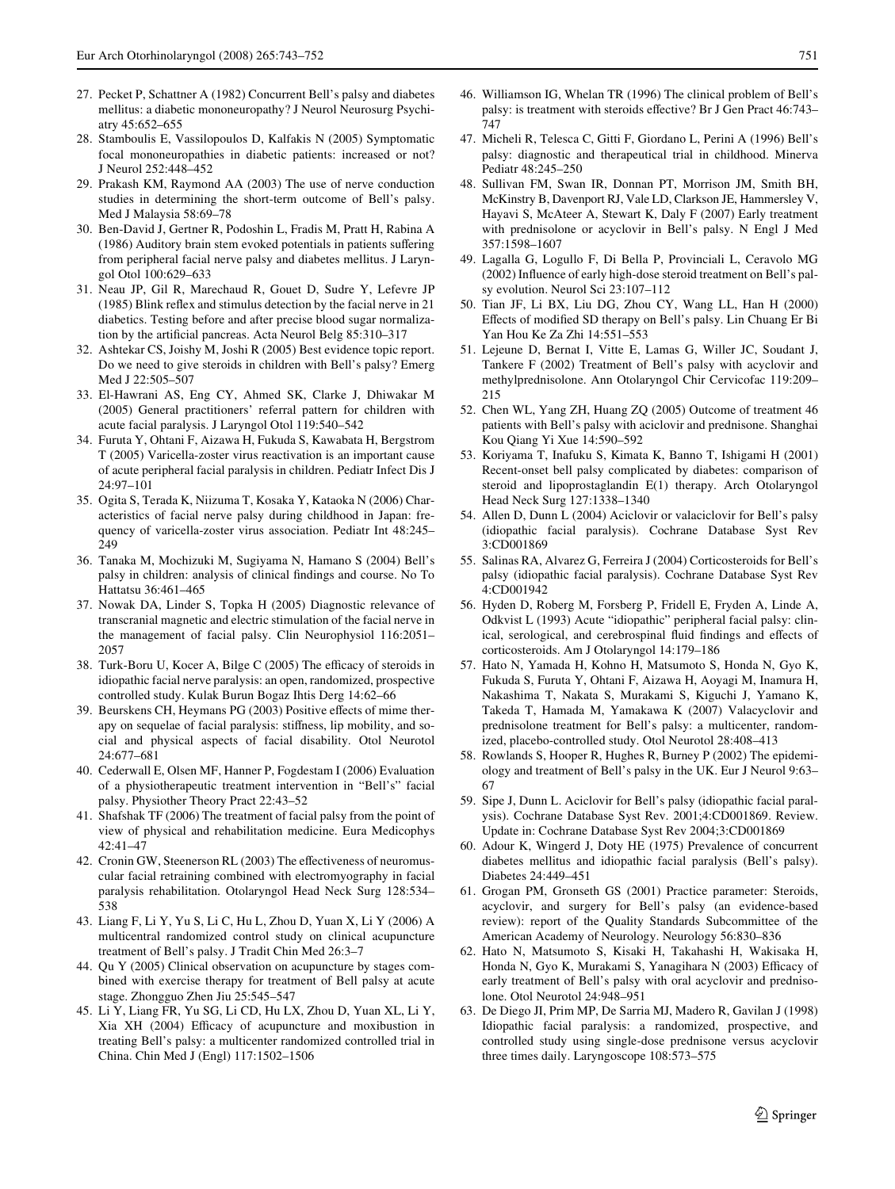27. Pecket P, Schattner A (1982) Concurrent Bell's palsy and diabetes mellitus: a diabetic mononeuropathy? J Neurol Neurosurg Psychiatry 45:652–655
28. Stamboulis E, Vassilopoulos D, Kalfakis N (2005) Symptomatic focal mononeuropathies in diabetic patients: increased or not? J Neurol 252:448–452
29. Prakash KM, Raymond AA (2003) The use of nerve conduction studies in determining the short-term outcome of Bell's palsy. Med J Malaysia 58:69–78
30. Ben-David J, Gertner R, Podoshin L, Fradis M, Pratt H, Rabina A (1986) Auditory brain stem evoked potentials in patients suffering from peripheral facial nerve palsy and diabetes mellitus. J Laryngol Otol 100:629–633
31. Neau JP, Gil R, Marechaud R, Gouet D, Sudre Y, Lefevre JP (1985) Blink reflex and stimulus detection by the facial nerve in 21 diabetics. Testing before and after precise blood sugar normalization by the artificial pancreas. Acta Neurol Belg 85:310–317
32. Ashtekar CS, Joishy M, Joshi R (2005) Best evidence topic report. Do we need to give steroids in children with Bell's palsy? Emerg Med J 22:505–507
33. El-Hawrani AS, Eng CY, Ahmed SK, Clarke J, Dhiwakar M (2005) General practitioners' referral pattern for children with acute facial paralysis. J Laryngol Otol 119:540–542
34. Furuta Y, Ohtani F, Aizawa H, Fukuda S, Kawabata H, Bergstrom T (2005) Varicella-zoster virus reactivation is an important cause of acute peripheral facial paralysis in children. Pediatr Infect Dis J 24:97–101
35. Ogita S, Terada K, Niizuma T, Kosaka Y, Kataoka N (2006) Characteristics of facial nerve palsy during childhood in Japan: frequency of varicella-zoster virus association. Pediatr Int 48:245–249
36. Tanaka M, Mochizuki M, Sugiyama N, Hamano S (2004) Bell's palsy in children: analysis of clinical findings and course. No To Hattatsu 36:461–465
37. Nowak DA, Linder S, Topka H (2005) Diagnostic relevance of transcranial magnetic and electric stimulation of the facial nerve in the management of facial palsy. Clin Neurophysiol 116:2051–2057
38. Turk-Boru U, Kocer A, Bilge C (2005) The efficacy of steroids in idiopathic facial nerve paralysis: an open, randomized, prospective controlled study. Kulak Burun Bogaz Ihtis Derg 14:62–66
39. Beurskens CH, Heymans PG (2003) Positive effects of mime therapy on sequelae of facial paralysis: stiffness, lip mobility, and social and physical aspects of facial disability. Otol Neurotol 24:677–681
40. Cederwall E, Olsen MF, Hanner P, Fogdestam I (2006) Evaluation of a physiotherapeutic treatment intervention in "Bell's" facial palsy. Physiother Theory Pract 22:43–52
41. Shafshak TF (2006) The treatment of facial palsy from the point of view of physical and rehabilitation medicine. Eura Medicophys 42:41–47
42. Cronin GW, Steenerson RL (2003) The effectiveness of neuromuscular facial retraining combined with electromyography in facial paralysis rehabilitation. Otolaryngol Head Neck Surg 128:534–538
43. Liang F, Li Y, Yu S, Li C, Hu L, Zhou D, Yuan X, Li Y (2006) A multicentral randomized control study on clinical acupuncture treatment of Bell's palsy. J Tradit Chin Med 26:3–7
44. Qu Y (2005) Clinical observation on acupuncture by stages combined with exercise therapy for treatment of Bell palsy at acute stage. Zhongguo Zhen Jiu 25:545–547
45. Li Y, Liang FR, Yu SG, Li CD, Hu LX, Zhou D, Yuan XL, Li Y, Xia XH (2004) Efficacy of acupuncture and moxibustion in treating Bell's palsy: a multicenter randomized controlled trial in China. Chin Med J (Engl) 117:1502–1506
46. Williamson IG, Whelan TR (1996) The clinical problem of Bell's palsy: is treatment with steroids effective? Br J Gen Pract 46:743–747
47. Micheli R, Telesca C, Gitti F, Giordano L, Perini A (1996) Bell's palsy: diagnostic and therapeutical trial in childhood. Minerva Pediatr 48:245–250
48. Sullivan FM, Swan IR, Donnan PT, Morrison JM, Smith BH, McKinstry B, Davenport RJ, Vale LD, Clarkson JE, Hammersley V, Hayavi S, McAteer A, Stewart K, Daly F (2007) Early treatment with prednisolone or acyclovir in Bell's palsy. N Engl J Med 357:1598–1607
49. Lagalla G, Logullo F, Di Bella P, Provinciali L, Ceravolo MG (2002) Influence of early high-dose steroid treatment on Bell's palsy evolution. Neurol Sci 23:107–112
50. Tian JF, Li BX, Liu DG, Zhou CY, Wang LL, Han H (2000) Effects of modified SD therapy on Bell's palsy. Lin Chuang Er Bi Yan Hou Ke Za Zhi 14:551–553
51. Lejeune D, Bernat I, Vitte E, Lamas G, Willer JC, Soudant J, Tankere F (2002) Treatment of Bell's palsy with acyclovir and methylprednisolone. Ann Otolaryngol Chir Cervicofac 119:209–215
52. Chen WL, Yang ZH, Huang ZQ (2005) Outcome of treatment 46 patients with Bell's palsy with aciclovir and prednisone. Shanghai Kou Qiang Yi Xue 14:590–592
53. Koriyama T, Inafuku S, Kimata K, Banno T, Ishigami H (2001) Recent-onset bell palsy complicated by diabetes: comparison of steroid and lipoprostaglandin E(1) therapy. Arch Otolaryngol Head Neck Surg 127:1338–1340
54. Allen D, Dunn L (2004) Aciclovir or valaciclovir for Bell's palsy (idiopathic facial paralysis). Cochrane Database Syst Rev 3:CD001869
55. Salinas RA, Alvarez G, Ferreira J (2004) Corticosteroids for Bell's palsy (idiopathic facial paralysis). Cochrane Database Syst Rev 4:CD001942
56. Hyden D, Roberg M, Forsberg P, Fridell E, Fryden A, Linde A, Odkvist L (1993) Acute "idiopathic" peripheral facial palsy: clinical, serological, and cerebrospinal fluid findings and effects of corticosteroids. Am J Otolaryngol 14:179–186
57. Hato N, Yamada H, Kohno H, Matsumoto S, Honda N, Gyo K, Fukuda S, Furuta Y, Ohtani F, Aizawa H, Aoyagi M, Inamura H, Nakashima T, Nakata S, Murakami S, Kiguchi J, Yamano K, Takeda T, Hamada M, Yamakawa K (2007) Valacyclovir and prednisolone treatment for Bell's palsy: a multicenter, randomized, placebo-controlled study. Otol Neurotol 28:408–413
58. Rowlands S, Hooper R, Hughes R, Burney P (2002) The epidemiology and treatment of Bell's palsy in the UK. Eur J Neurol 9:63–67
59. Sipe J, Dunn L. Aciclovir for Bell's palsy (idiopathic facial paralysis). Cochrane Database Syst Rev. 2001;4:CD001869. Review. Update in: Cochrane Database Syst Rev 2004;3:CD001869
60. Adour K, Wingerd J, Doty HE (1975) Prevalence of concurrent diabetes mellitus and idiopathic facial paralysis (Bell's palsy). Diabetes 24:449–451
61. Grogan PM, Gronseth GS (2001) Practice parameter: Steroids, acyclovir, and surgery for Bell's palsy (an evidence-based review): report of the Quality Standards Subcommittee of the American Academy of Neurology. Neurology 56:830–836
62. Hato N, Matsumoto S, Kisaki H, Takahashi H, Wakisaka H, Honda N, Gyo K, Murakami S, Yanagihara N (2003) Efficacy of early treatment of Bell's palsy with oral acyclovir and prednisolone. Otol Neurotol 24:948–951
63. De Diego JI, Prim MP, De Sarria MJ, Madero R, Gavilan J (1998) Idiopathic facial paralysis: a randomized, prospective, and controlled study using single-dose prednisone versus acyclovir three times daily. Laryngoscope 108:573–575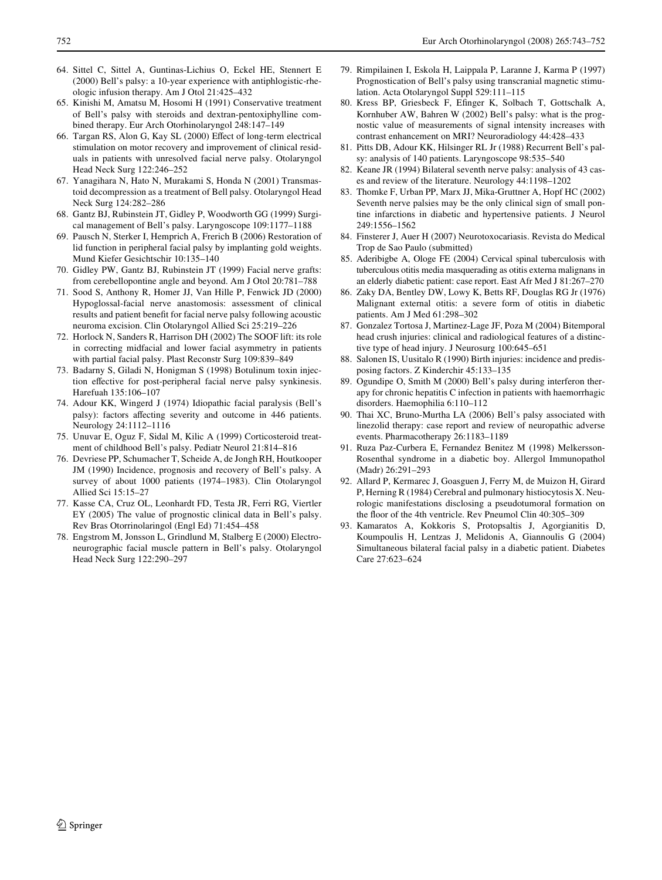64. Sittel C, Sittel A, Guntinas-Lichius O, Eckel HE, Stennert E (2000) Bell's palsy: a 10-year experience with antiphlogistic-rheologic infusion therapy. Am J Otol 21:425–432
65. Kinishi M, Amatsu M, Hosomi H (1991) Conservative treatment of Bell's palsy with steroids and dextran-pentoxiphylline combined therapy. Eur Arch Otorhinolaryngol 248:147–149
66. Targan RS, Alon G, Kay SL (2000) Effect of long-term electrical stimulation on motor recovery and improvement of clinical residuals in patients with unresolved facial nerve palsy. Otolaryngol Head Neck Surg 122:246–252
67. Yanagihara N, Hato N, Murakami S, Honda N (2001) Transmastoid decompression as a treatment of Bell palsy. Otolaryngol Head Neck Surg 124:282–286
68. Gantz BJ, Rubinstein JT, Gidley P, Woodworth GG (1999) Surgical management of Bell's palsy. Laryngoscope 109:1177–1188
69. Pausch N, Sterker I, Hemprich A, Frerich B (2006) Restoration of lid function in peripheral facial palsy by implanting gold weights. Mund Kiefer Gesichtschir 10:135–140
70. Gidley PW, Gantz BJ, Rubinstein JT (1999) Facial nerve grafts: from cerebellopontine angle and beyond. Am J Otol 20:781–788
71. Sood S, Anthony R, Homer JJ, Van Hille P, Fenwick JD (2000) Hypoglossal-facial nerve anastomosis: assessment of clinical results and patient benefit for facial nerve palsy following acoustic neuroma excision. Clin Otolaryngol Allied Sci 25:219–226
72. Horlock N, Sanders R, Harrison DH (2002) The SOOF lift: its role in correcting midfacial and lower facial asymmetry in patients with partial facial palsy. Plast Reconstr Surg 109:839–849
73. Badarny S, Giladi N, Honigman S (1998) Botulinum toxin injection effective for post-peripheral facial nerve palsy synkinesis. Harefuah 135:106–107
74. Adour KK, Wingerd J (1974) Idiopathic facial paralysis (Bell's palsy): factors affecting severity and outcome in 446 patients. Neurology 24:1112–1116
75. Unuvar E, Oguz F, Sidal M, Kilic A (1999) Corticosteroid treatment of childhood Bell's palsy. Pediatr Neurol 21:814–816
76. Devriese PP, Schumacher T, Scheide A, de Jongh RH, Houtkooper JM (1990) Incidence, prognosis and recovery of Bell's palsy. A survey of about 1000 patients (1974–1983). Clin Otolaryngol Allied Sci 15:15–27
77. Kasse CA, Cruz OL, Leonhardt FD, Testa JR, Ferri RG, Viertler EY (2005) The value of prognostic clinical data in Bell's palsy. Rev Bras Otorrinolaringol (Engl Ed) 71:454–458
78. Engstrom M, Jonsson L, Grindlund M, Stalberg E (2000) Electroneurographic facial muscle pattern in Bell's palsy. Otolaryngol Head Neck Surg 122:290–297
79. Rimpilainen I, Eskola H, Laippala P, Laranne J, Karma P (1997) Prognostication of Bell's palsy using transcranial magnetic stimulation. Acta Otolaryngol Suppl 529:111–115
80. Kress BP, Griesbeck F, Efinger K, Solbach T, Gottschalk A, Kornhuber AW, Bahren W (2002) Bell's palsy: what is the prognostic value of measurements of signal intensity increases with contrast enhancement on MRI? Neuroradiology 44:428–433
81. Pitts DB, Adour KK, Hilsinger RL Jr (1988) Recurrent Bell's palsy: analysis of 140 patients. Laryngoscope 98:535–540
82. Keane JR (1994) Bilateral seventh nerve palsy: analysis of 43 cases and review of the literature. Neurology 44:1198–1202
83. Thomke F, Urban PP, Marx JJ, Mika-Gruttner A, Hopf HC (2002) Seventh nerve palsies may be the only clinical sign of small pontine infarctions in diabetic and hypertensive patients. J Neurol 249:1556–1562
84. Finsterer J, Auer H (2007) Neurotoxocariasis. Revista do Medical Trop de Sao Paulo (submitted)
85. Aderibigbe A, Ologe FE (2004) Cervical spinal tuberculosis with tuberculous otitis media masquerading as otitis externa malignans in an elderly diabetic patient: case report. East Afr Med J 81:267–270
86. Zaky DA, Bentley DW, Lowy K, Betts RF, Douglas RG Jr (1976) Malignant external otitis: a severe form of otitis in diabetic patients. Am J Med 61:298–302
87. Gonzalez Tortosa J, Martinez-Lage JF, Poza M (2004) Bitemporal head crush injuries: clinical and radiological features of a distinctive type of head injury. J Neurosurg 100:645–651
88. Salonen IS, Uusitalo R (1990) Birth injuries: incidence and predisposing factors. Z Kinderchir 45:133–135
89. Ogundipe O, Smith M (2000) Bell's palsy during interferon therapy for chronic hepatitis C infection in patients with haemorrhagic disorders. Haemophilia 6:110–112
90. Thai XC, Bruno-Murtha LA (2006) Bell's palsy associated with linezolid therapy: case report and review of neuropathic adverse events. Pharmacotherapy 26:1183–1189
91. Ruza Paz-Curbera E, Fernandez Benitez M (1998) Melkersson-Rosenthal syndrome in a diabetic boy. Allergol Immunopathol (Madr) 26:291–293
92. Allard P, Kermarec J, Goasguen J, Ferry M, de Muizon H, Girard P, Herning R (1984) Cerebral and pulmonary histiocytosis X. Neurologic manifestations disclosing a pseudotumoral formation on the floor of the 4th ventricle. Rev Pneumol Clin 40:305–309
93. Kamaratos A, Kokkoris S, Protopsaltis J, Agorgianitis D, Koumpoulis H, Lentzas J, Melidonis A, Giannoulis G (2004) Simultaneous bilateral facial palsy in a diabetic patient. Diabetes Care 27:623–624